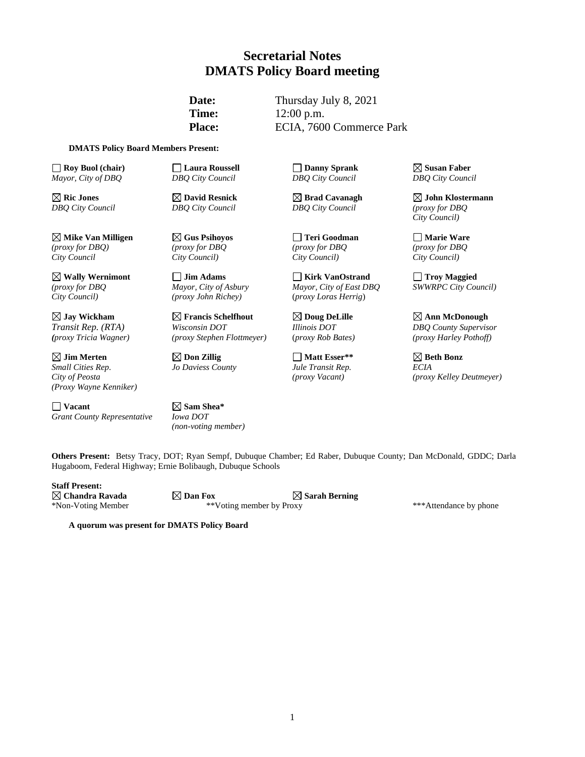# Secretarial Notes
# DMATS Policy Board meeting

**Date:** Thursday July 8, 2021
**Time:** 12:00 p.m.
**Place:** ECIA, 7600 Commerce Park

**DMATS Policy Board Members Present:**

| | | | |
|---|---|---|---|
| ☐ **Roy Buol (chair)** *Mayor, City of DBQ* | ☐ **Laura Roussell** *DBQ City Council* | ☐ **Danny Sprank** *DBQ City Council* | ☒ **Susan Faber** *DBQ City Council* |
| ☒ **Ric Jones** *DBQ City Council* | ☒ **David Resnick** *DBQ City Council* | ☒ **Brad Cavanagh** *DBQ City Council* | ☒ **John Klostermann** *(proxy for DBQ City Council)* |
| ☒ **Mike Van Milligen** *(proxy for DBQ) City Council* | ☒ **Gus Psihoyos** *(proxy for DBQ City Council)* | ☐ **Teri Goodman** *(proxy for DBQ City Council)* | ☐ **Marie Ware** *(proxy for DBQ City Council)* |
| ☒ **Wally Wernimont** *(proxy for DBQ City Council)* | ☐ **Jim Adams** *Mayor, City of Asbury (proxy John Richey)* | ☐ **Kirk VanOstrand** *Mayor, City of East DBQ (proxy Loras Herrig)* | ☐ **Troy Maggied** *SWWRPC City Council)* |
| ☒ **Jay Wickham** *Transit Rep. (RTA) (proxy Tricia Wagner)* | ☒ **Francis Schelfhout** *Wisconsin DOT (proxy Stephen Flottmeyer)* | ☒ **Doug DeLille** *Illinois DOT (proxy Rob Bates)* | ☒ **Ann McDonough** *DBQ County Supervisor (proxy Harley Pothoff)* |
| ☒ **Jim Merten** *Small Cities Rep. City of Peosta (Proxy Wayne Kenniker)* | ☒ **Don Zillig** *Jo Daviess County* | ☐ **Matt Esser**** *Jule Transit Rep. (proxy Vacant)* | ☒ **Beth Bonz** *ECIA (proxy Kelley Deutmeyer)* |
| ☐ **Vacant** *Grant County Representative* | ☒ **Sam Shea*** *Iowa DOT (non-voting member)* | | |

**Others Present:** Betsy Tracy, DOT; Ryan Sempf, Dubuque Chamber; Ed Raber, Dubuque County; Dan McDonald, GDDC; Darla Hugaboom, Federal Highway; Ernie Bolibaugh, Dubuque Schools

**Staff Present:**
☒ **Chandra Ravada** ☒ **Dan Fox** ☒ **Sarah Berning**

*Non-Voting Member **Voting member by Proxy ***Attendance by phone

**A quorum was present for DMATS Policy Board**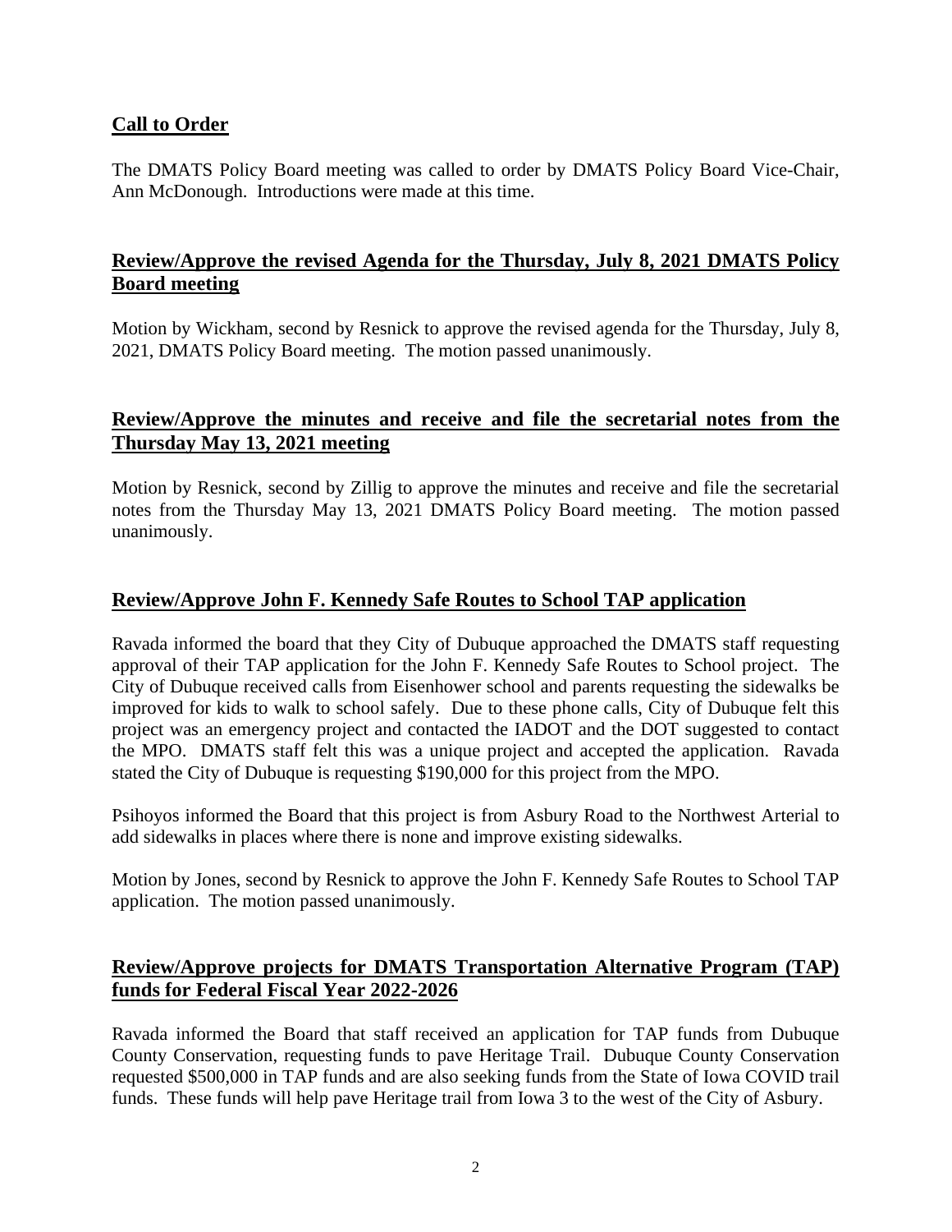## Call to Order

The DMATS Policy Board meeting was called to order by DMATS Policy Board Vice-Chair, Ann McDonough. Introductions were made at this time.

## Review/Approve the revised Agenda for the Thursday, July 8, 2021 DMATS Policy Board meeting

Motion by Wickham, second by Resnick to approve the revised agenda for the Thursday, July 8, 2021, DMATS Policy Board meeting. The motion passed unanimously.

## Review/Approve the minutes and receive and file the secretarial notes from the Thursday May 13, 2021 meeting

Motion by Resnick, second by Zillig to approve the minutes and receive and file the secretarial notes from the Thursday May 13, 2021 DMATS Policy Board meeting. The motion passed unanimously.

## Review/Approve John F. Kennedy Safe Routes to School TAP application

Ravada informed the board that they City of Dubuque approached the DMATS staff requesting approval of their TAP application for the John F. Kennedy Safe Routes to School project. The City of Dubuque received calls from Eisenhower school and parents requesting the sidewalks be improved for kids to walk to school safely. Due to these phone calls, City of Dubuque felt this project was an emergency project and contacted the IADOT and the DOT suggested to contact the MPO. DMATS staff felt this was a unique project and accepted the application. Ravada stated the City of Dubuque is requesting $190,000 for this project from the MPO.

Psihoyos informed the Board that this project is from Asbury Road to the Northwest Arterial to add sidewalks in places where there is none and improve existing sidewalks.

Motion by Jones, second by Resnick to approve the John F. Kennedy Safe Routes to School TAP application. The motion passed unanimously.

## Review/Approve projects for DMATS Transportation Alternative Program (TAP) funds for Federal Fiscal Year 2022-2026

Ravada informed the Board that staff received an application for TAP funds from Dubuque County Conservation, requesting funds to pave Heritage Trail. Dubuque County Conservation requested $500,000 in TAP funds and are also seeking funds from the State of Iowa COVID trail funds. These funds will help pave Heritage trail from Iowa 3 to the west of the City of Asbury.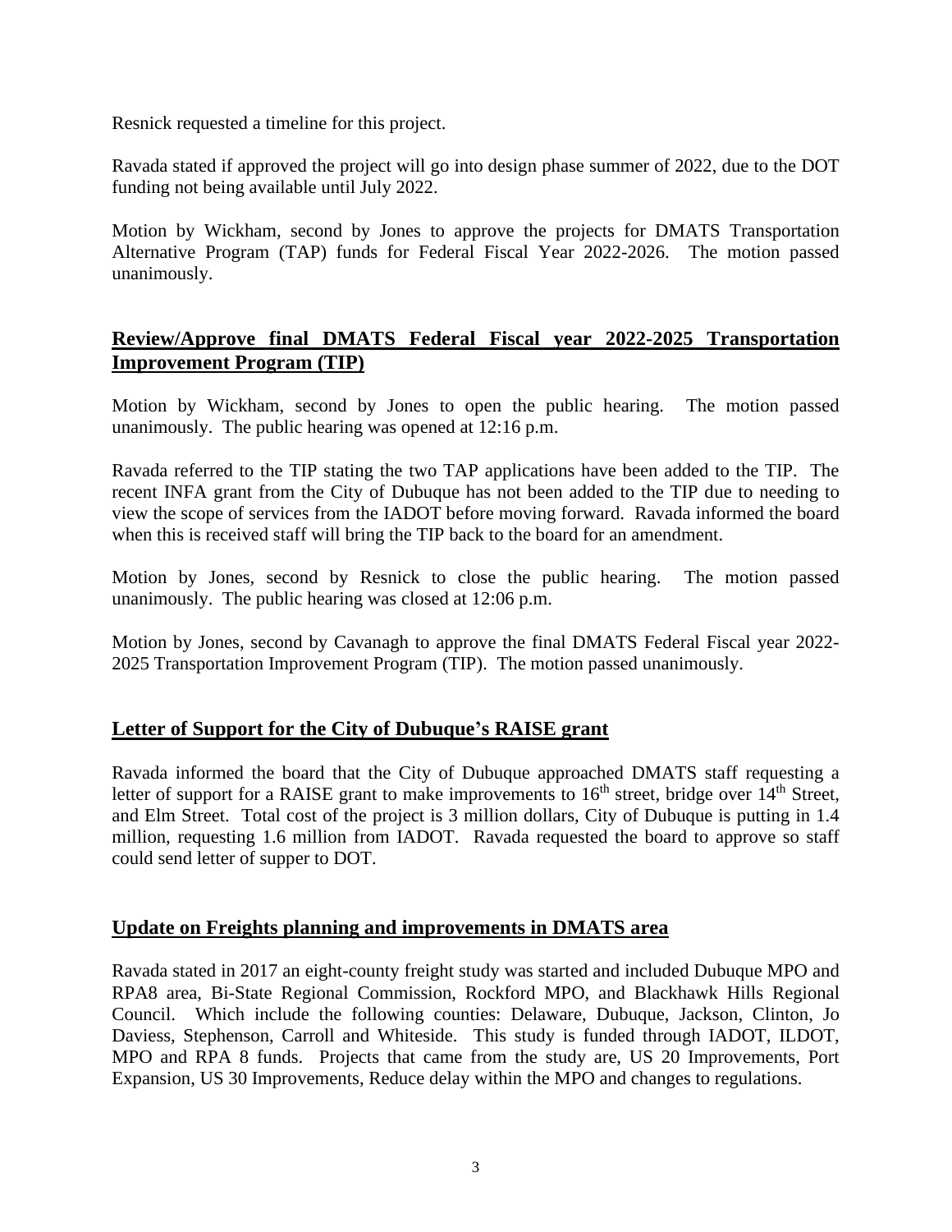Resnick requested a timeline for this project.

Ravada stated if approved the project will go into design phase summer of 2022, due to the DOT funding not being available until July 2022.

Motion by Wickham, second by Jones to approve the projects for DMATS Transportation Alternative Program (TAP) funds for Federal Fiscal Year 2022-2026. The motion passed unanimously.

## Review/Approve final DMATS Federal Fiscal year 2022-2025 Transportation Improvement Program (TIP)

Motion by Wickham, second by Jones to open the public hearing. The motion passed unanimously. The public hearing was opened at 12:16 p.m.

Ravada referred to the TIP stating the two TAP applications have been added to the TIP. The recent INFA grant from the City of Dubuque has not been added to the TIP due to needing to view the scope of services from the IADOT before moving forward. Ravada informed the board when this is received staff will bring the TIP back to the board for an amendment.

Motion by Jones, second by Resnick to close the public hearing. The motion passed unanimously. The public hearing was closed at 12:06 p.m.

Motion by Jones, second by Cavanagh to approve the final DMATS Federal Fiscal year 2022-2025 Transportation Improvement Program (TIP). The motion passed unanimously.

## Letter of Support for the City of Dubuque's RAISE grant

Ravada informed the board that the City of Dubuque approached DMATS staff requesting a letter of support for a RAISE grant to make improvements to 16th street, bridge over 14th Street, and Elm Street. Total cost of the project is 3 million dollars, City of Dubuque is putting in 1.4 million, requesting 1.6 million from IADOT. Ravada requested the board to approve so staff could send letter of supper to DOT.

## Update on Freights planning and improvements in DMATS area

Ravada stated in 2017 an eight-county freight study was started and included Dubuque MPO and RPA8 area, Bi-State Regional Commission, Rockford MPO, and Blackhawk Hills Regional Council. Which include the following counties: Delaware, Dubuque, Jackson, Clinton, Jo Daviess, Stephenson, Carroll and Whiteside. This study is funded through IADOT, ILDOT, MPO and RPA 8 funds. Projects that came from the study are, US 20 Improvements, Port Expansion, US 30 Improvements, Reduce delay within the MPO and changes to regulations.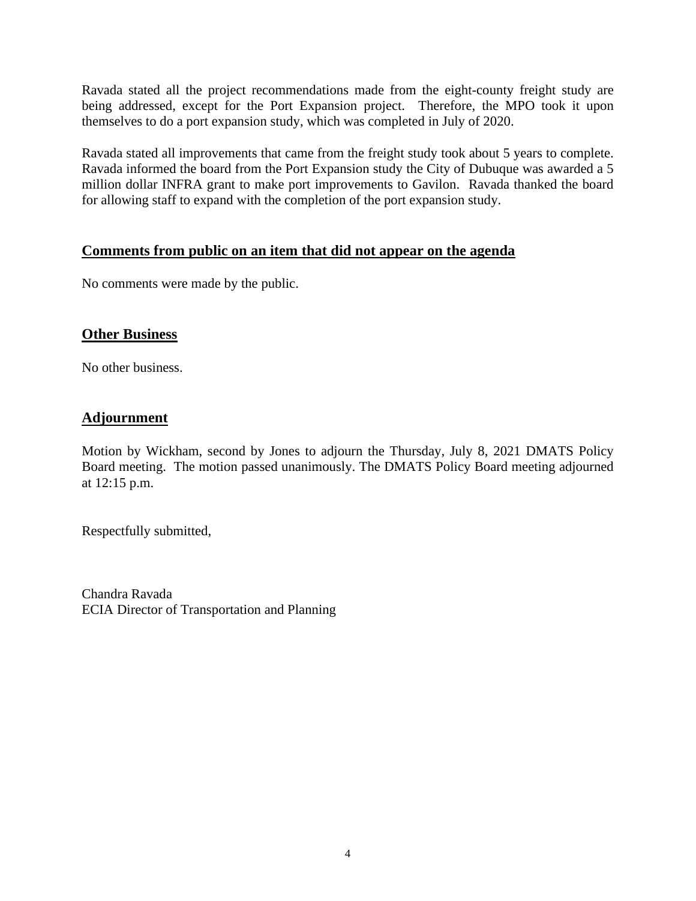Ravada stated all the project recommendations made from the eight-county freight study are being addressed, except for the Port Expansion project. Therefore, the MPO took it upon themselves to do a port expansion study, which was completed in July of 2020.

Ravada stated all improvements that came from the freight study took about 5 years to complete. Ravada informed the board from the Port Expansion study the City of Dubuque was awarded a 5 million dollar INFRA grant to make port improvements to Gavilon. Ravada thanked the board for allowing staff to expand with the completion of the port expansion study.

## Comments from public on an item that did not appear on the agenda

No comments were made by the public.

## Other Business

No other business.

## Adjournment

Motion by Wickham, second by Jones to adjourn the Thursday, July 8, 2021 DMATS Policy Board meeting. The motion passed unanimously. The DMATS Policy Board meeting adjourned at 12:15 p.m.

Respectfully submitted,

Chandra Ravada
ECIA Director of Transportation and Planning